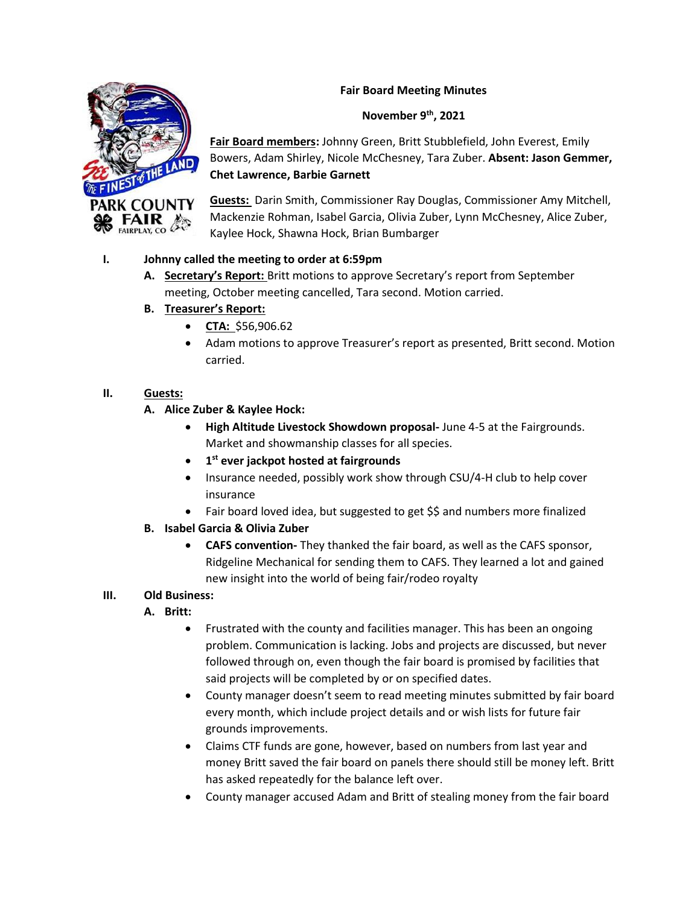# Fair Board Meeting Minutes

**November 9th, 2021**

**Fair Board members:** Johnny Green, Britt Stubblefield, John Everest, Emily Bowers, Adam Shirley, Nicole McChesney, Tara Zuber. **Absent: Jason Gemmer, Chet Lawrence, Barbie Garnett**

**Guests:** Darin Smith, Commissioner Ray Douglas, Commissioner Amy Mitchell, Mackenzie Rohman, Isabel Garcia, Olivia Zuber, Lynn McChesney, Alice Zuber, Kaylee Hock, Shawna Hock, Brian Bumbarger

## I. Johnny called the meeting to order at 6:59pm

**A. Secretary's Report:** Britt motions to approve Secretary's report from September meeting, October meeting cancelled, Tara second. Motion carried.

**B. Treasurer's Report:**

- **CTA:** $56,906.62
- Adam motions to approve Treasurer's report as presented, Britt second. Motion carried.

## II. Guests:

**A. Alice Zuber & Kaylee Hock:**

- **High Altitude Livestock Showdown proposal-** June 4-5 at the Fairgrounds. Market and showmanship classes for all species.
- **1st ever jackpot hosted at fairgrounds**
- Insurance needed, possibly work show through CSU/4-H club to help cover insurance
- Fair board loved idea, but suggested to get $$ and numbers more finalized

**B. Isabel Garcia & Olivia Zuber**

- **CAFS convention-** They thanked the fair board, as well as the CAFS sponsor, Ridgeline Mechanical for sending them to CAFS. They learned a lot and gained new insight into the world of being fair/rodeo royalty

## III. Old Business:

**A. Britt:**

- Frustrated with the county and facilities manager. This has been an ongoing problem. Communication is lacking. Jobs and projects are discussed, but never followed through on, even though the fair board is promised by facilities that said projects will be completed by or on specified dates.
- County manager doesn't seem to read meeting minutes submitted by fair board every month, which include project details and or wish lists for future fair grounds improvements.
- Claims CTF funds are gone, however, based on numbers from last year and money Britt saved the fair board on panels there should still be money left. Britt has asked repeatedly for the balance left over.
- County manager accused Adam and Britt of stealing money from the fair board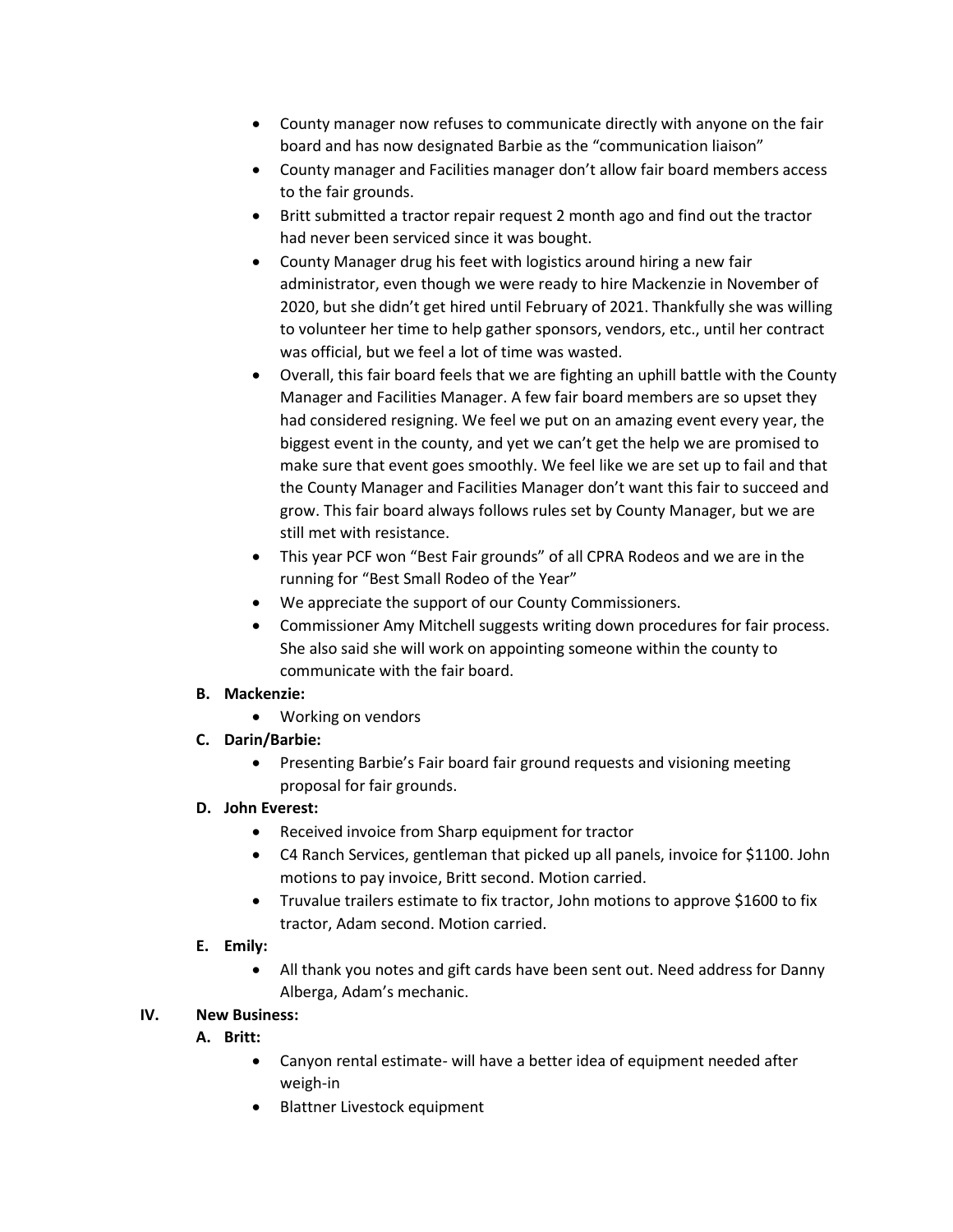- County manager now refuses to communicate directly with anyone on the fair board and has now designated Barbie as the "communication liaison"
- County manager and Facilities manager don't allow fair board members access to the fair grounds.
- Britt submitted a tractor repair request 2 month ago and find out the tractor had never been serviced since it was bought.
- County Manager drug his feet with logistics around hiring a new fair administrator, even though we were ready to hire Mackenzie in November of 2020, but she didn't get hired until February of 2021. Thankfully she was willing to volunteer her time to help gather sponsors, vendors, etc., until her contract was official, but we feel a lot of time was wasted.
- Overall, this fair board feels that we are fighting an uphill battle with the County Manager and Facilities Manager. A few fair board members are so upset they had considered resigning. We feel we put on an amazing event every year, the biggest event in the county, and yet we can't get the help we are promised to make sure that event goes smoothly. We feel like we are set up to fail and that the County Manager and Facilities Manager don't want this fair to succeed and grow. This fair board always follows rules set by County Manager, but we are still met with resistance.
- This year PCF won "Best Fair grounds" of all CPRA Rodeos and we are in the running for "Best Small Rodeo of the Year"
- We appreciate the support of our County Commissioners.
- Commissioner Amy Mitchell suggests writing down procedures for fair process. She also said she will work on appointing someone within the county to communicate with the fair board.

**B. Mackenzie:**

- Working on vendors

**C. Darin/Barbie:**

- Presenting Barbie's Fair board fair ground requests and visioning meeting proposal for fair grounds.

**D. John Everest:**

- Received invoice from Sharp equipment for tractor
- C4 Ranch Services, gentleman that picked up all panels, invoice for $1100. John motions to pay invoice, Britt second. Motion carried.
- Truvalue trailers estimate to fix tractor, John motions to approve $1600 to fix tractor, Adam second. Motion carried.

**E. Emily:**

- All thank you notes and gift cards have been sent out. Need address for Danny Alberga, Adam's mechanic.

**IV. New Business:**

**A. Britt:**

- Canyon rental estimate- will have a better idea of equipment needed after weigh-in
- Blattner Livestock equipment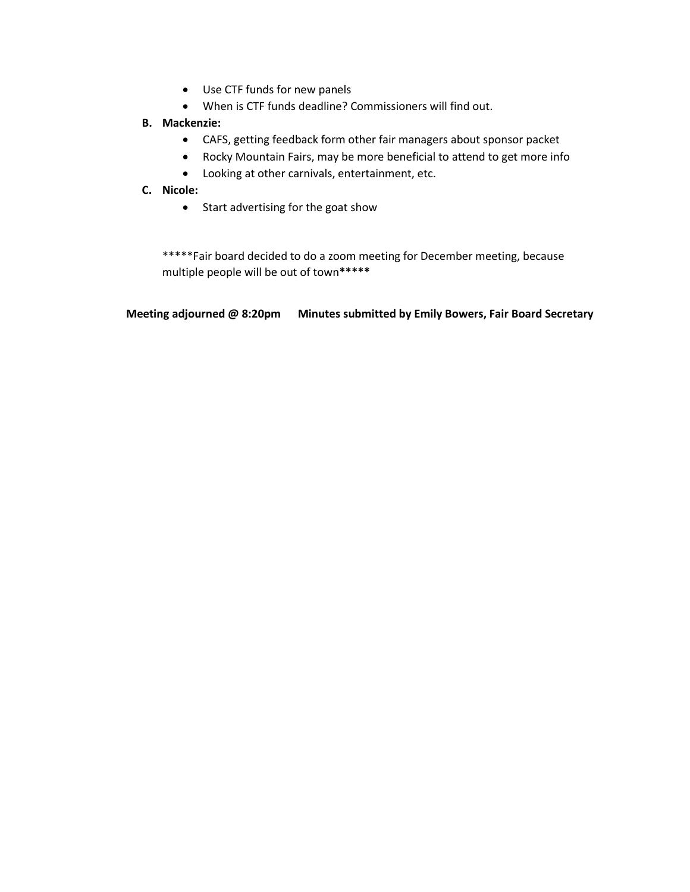- Use CTF funds for new panels
- When is CTF funds deadline? Commissioners will find out.

**B. Mackenzie:**

- CAFS, getting feedback form other fair managers about sponsor packet
- Rocky Mountain Fairs, may be more beneficial to attend to get more info
- Looking at other carnivals, entertainment, etc.

**C. Nicole:**

- Start advertising for the goat show

*****Fair board decided to do a zoom meeting for December meeting, because multiple people will be out of town*****

**Meeting adjourned @ 8:20pm      Minutes submitted by Emily Bowers, Fair Board Secretary**